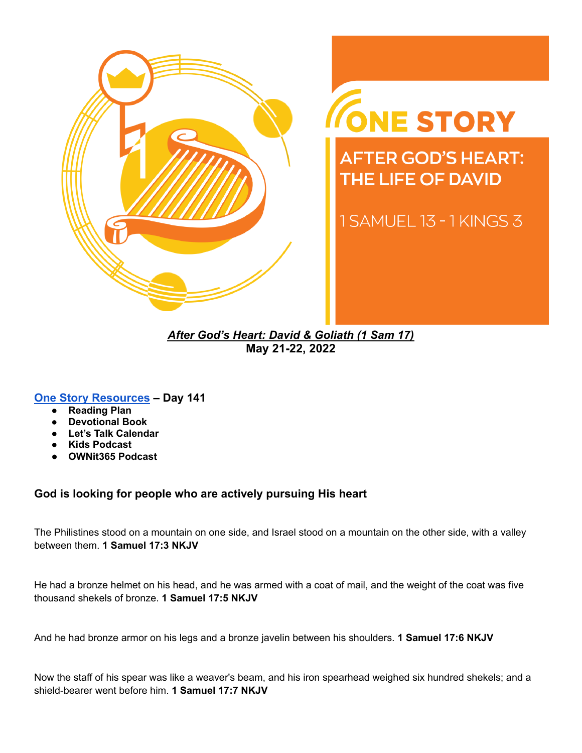ONE STORY

AFTER GOD'S HEART: THE LIFE OF DAVID

1 SAMUEL 13 - 1 KINGS 3

***After God's Heart: David & Goliath (1 Sam 17)***
**May 21-22, 2022**

**One Story Resources – Day 141**

- **Reading Plan**
- **Devotional Book**
- **Let's Talk Calendar**
- **Kids Podcast**
- **OWNit365 Podcast**

### God is looking for people who are actively pursuing His heart

The Philistines stood on a mountain on one side, and Israel stood on a mountain on the other side, with a valley between them. **1 Samuel 17:3 NKJV**

He had a bronze helmet on his head, and he was armed with a coat of mail, and the weight of the coat was five thousand shekels of bronze. **1 Samuel 17:5 NKJV**

And he had bronze armor on his legs and a bronze javelin between his shoulders. **1 Samuel 17:6 NKJV**

Now the staff of his spear was like a weaver's beam, and his iron spearhead weighed six hundred shekels; and a shield-bearer went before him. **1 Samuel 17:7 NKJV**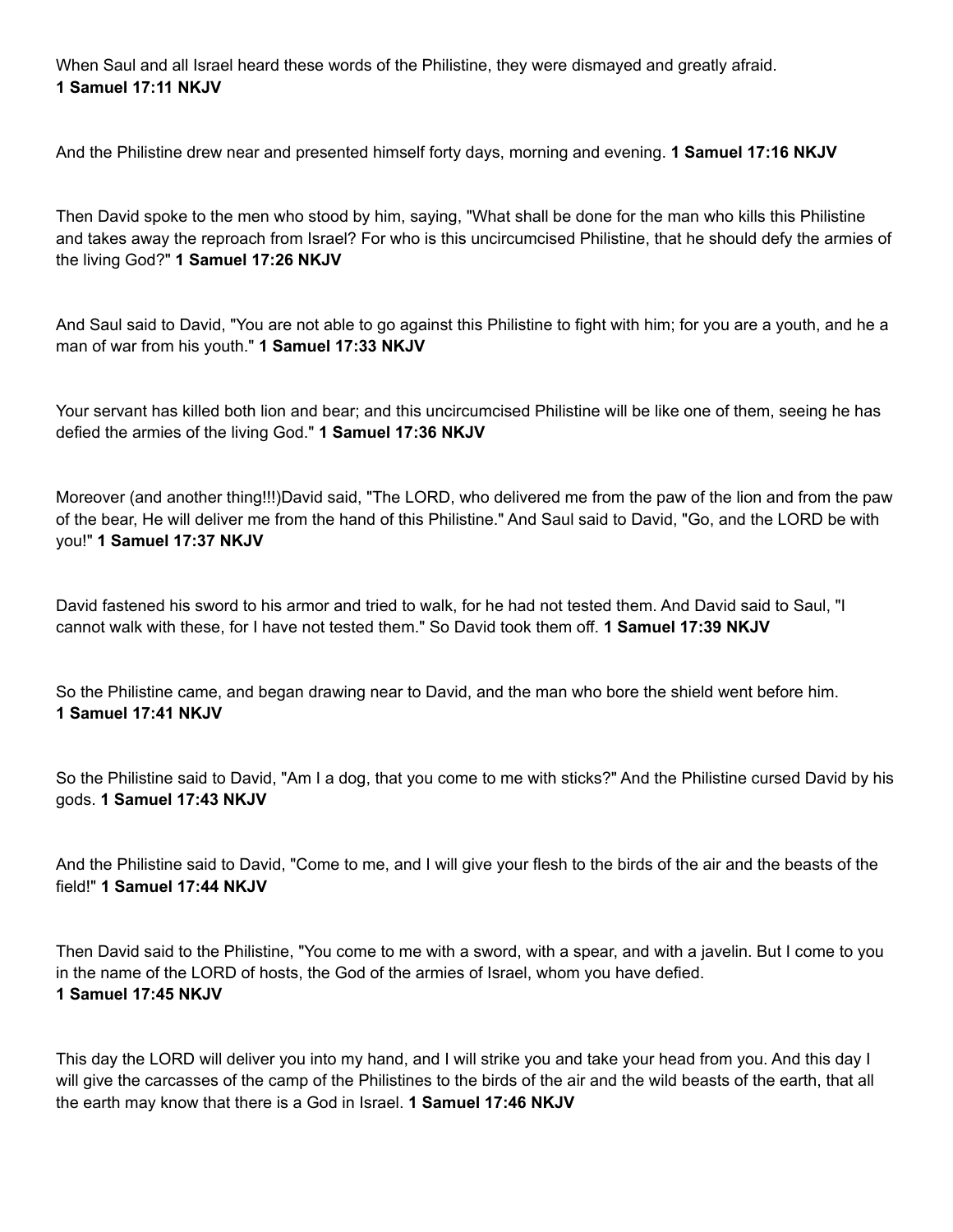When Saul and all Israel heard these words of the Philistine, they were dismayed and greatly afraid. **1 Samuel 17:11 NKJV**

And the Philistine drew near and presented himself forty days, morning and evening. **1 Samuel 17:16 NKJV**

Then David spoke to the men who stood by him, saying, "What shall be done for the man who kills this Philistine and takes away the reproach from Israel? For who is this uncircumcised Philistine, that he should defy the armies of the living God?" **1 Samuel 17:26 NKJV**

And Saul said to David, "You are not able to go against this Philistine to fight with him; for you are a youth, and he a man of war from his youth." **1 Samuel 17:33 NKJV**

Your servant has killed both lion and bear; and this uncircumcised Philistine will be like one of them, seeing he has defied the armies of the living God." **1 Samuel 17:36 NKJV**

Moreover (and another thing!!!)David said, "The LORD, who delivered me from the paw of the lion and from the paw of the bear, He will deliver me from the hand of this Philistine." And Saul said to David, "Go, and the LORD be with you!" **1 Samuel 17:37 NKJV**

David fastened his sword to his armor and tried to walk, for he had not tested them. And David said to Saul, "I cannot walk with these, for I have not tested them." So David took them off. **1 Samuel 17:39 NKJV**

So the Philistine came, and began drawing near to David, and the man who bore the shield went before him. **1 Samuel 17:41 NKJV**

So the Philistine said to David, "Am I a dog, that you come to me with sticks?" And the Philistine cursed David by his gods. **1 Samuel 17:43 NKJV**

And the Philistine said to David, "Come to me, and I will give your flesh to the birds of the air and the beasts of the field!" **1 Samuel 17:44 NKJV**

Then David said to the Philistine, "You come to me with a sword, with a spear, and with a javelin. But I come to you in the name of the LORD of hosts, the God of the armies of Israel, whom you have defied. **1 Samuel 17:45 NKJV**

This day the LORD will deliver you into my hand, and I will strike you and take your head from you. And this day I will give the carcasses of the camp of the Philistines to the birds of the air and the wild beasts of the earth, that all the earth may know that there is a God in Israel. **1 Samuel 17:46 NKJV**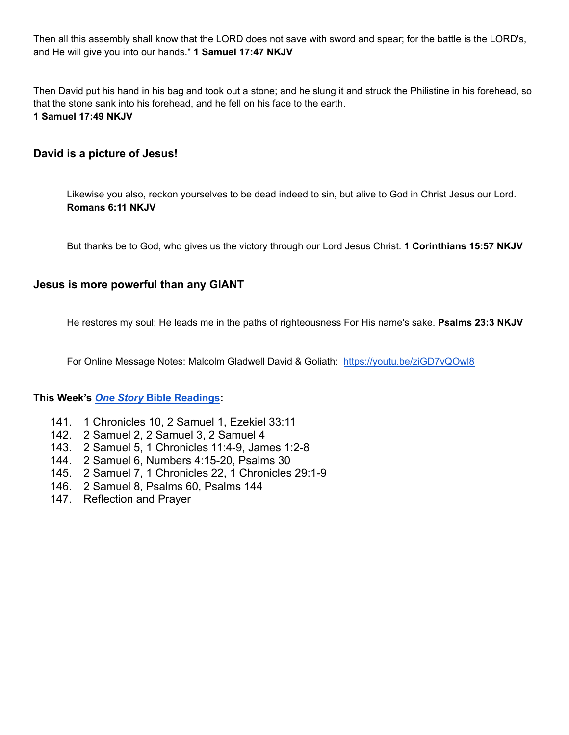Then all this assembly shall know that the LORD does not save with sword and spear; for the battle is the LORD's, and He will give you into our hands." **1 Samuel 17:47 NKJV**

Then David put his hand in his bag and took out a stone; and he slung it and struck the Philistine in his forehead, so that the stone sank into his forehead, and he fell on his face to the earth.
**1 Samuel 17:49 NKJV**

### David is a picture of Jesus!

> Likewise you also, reckon yourselves to be dead indeed to sin, but alive to God in Christ Jesus our Lord. **Romans 6:11 NKJV**
>
> But thanks be to God, who gives us the victory through our Lord Jesus Christ. **1 Corinthians 15:57 NKJV**

### Jesus is more powerful than any GIANT

> He restores my soul; He leads me in the paths of righteousness For His name's sake. **Psalms 23:3 NKJV**
>
> For Online Message Notes: Malcolm Gladwell David & Goliath: [https://youtu.be/ziGD7vQOwl8](https://youtu.be/ziGD7vQOwl8)

**This Week's [*One Story* Bible Readings](#):**

141. 1 Chronicles 10, 2 Samuel 1, Ezekiel 33:11
142. 2 Samuel 2, 2 Samuel 3, 2 Samuel 4
143. 2 Samuel 5, 1 Chronicles 11:4-9, James 1:2-8
144. 2 Samuel 6, Numbers 4:15-20, Psalms 30
145. 2 Samuel 7, 1 Chronicles 22, 1 Chronicles 29:1-9
146. 2 Samuel 8, Psalms 60, Psalms 144
147. Reflection and Prayer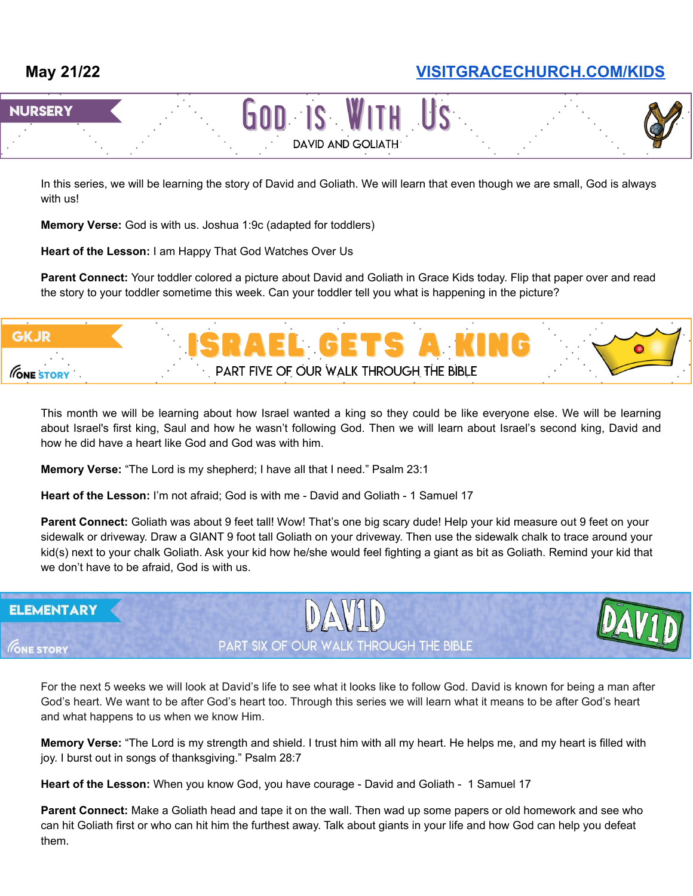May 21/22 | VISITGRACECHURCH.COM/KIDS

## NURSERY — GOD IS WITH US

DAVID AND GOLIATH

In this series, we will be learning the story of David and Goliath. We will learn that even though we are small, God is always with us!

**Memory Verse:** God is with us. Joshua 1:9c (adapted for toddlers)

**Heart of the Lesson:** I am Happy That God Watches Over Us

**Parent Connect:** Your toddler colored a picture about David and Goliath in Grace Kids today. Flip that paper over and read the story to your toddler sometime this week. Can your toddler tell you what is happening in the picture?

## GKJR — ISRAEL GETS A KING

ONE STORY

PART FIVE OF OUR WALK THROUGH THE BIBLE

This month we will be learning about how Israel wanted a king so they could be like everyone else. We will be learning about Israel's first king, Saul and how he wasn't following God. Then we will learn about Israel's second king, David and how he did have a heart like God and God was with him.

**Memory Verse:** "The Lord is my shepherd; I have all that I need." Psalm 23:1

**Heart of the Lesson:** I'm not afraid; God is with me - David and Goliath - 1 Samuel 17

**Parent Connect:** Goliath was about 9 feet tall! Wow! That's one big scary dude! Help your kid measure out 9 feet on your sidewalk or driveway. Draw a GIANT 9 foot tall Goliath on your driveway. Then use the sidewalk chalk to trace around your kid(s) next to your chalk Goliath. Ask your kid how he/she would feel fighting a giant as bit as Goliath. Remind your kid that we don't have to be afraid, God is with us.

## ELEMENTARY — DAVID

ONE STORY

PART SIX OF OUR WALK THROUGH THE BIBLE

For the next 5 weeks we will look at David's life to see what it looks like to follow God. David is known for being a man after God's heart. We want to be after God's heart too. Through this series we will learn what it means to be after God's heart and what happens to us when we know Him.

**Memory Verse:** "The Lord is my strength and shield. I trust him with all my heart. He helps me, and my heart is filled with joy. I burst out in songs of thanksgiving." Psalm 28:7

**Heart of the Lesson:** When you know God, you have courage - David and Goliath - 1 Samuel 17

**Parent Connect:** Make a Goliath head and tape it on the wall. Then wad up some papers or old homework and see who can hit Goliath first or who can hit him the furthest away. Talk about giants in your life and how God can help you defeat them.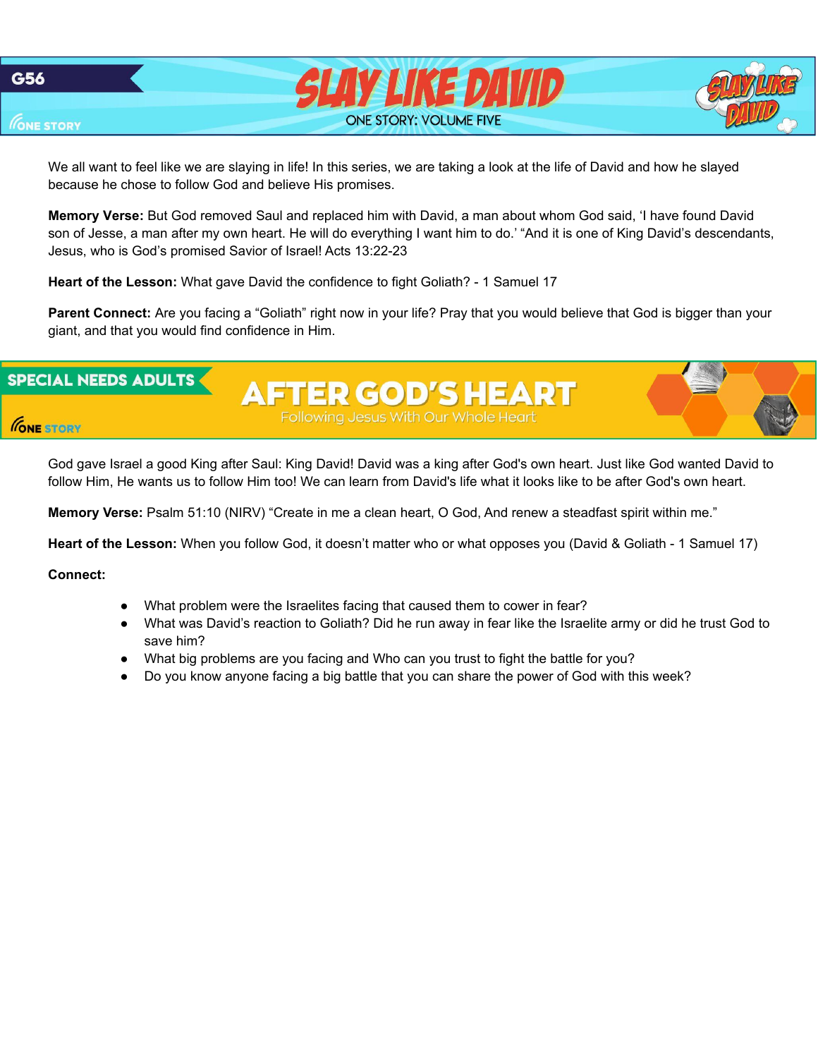G56

ONE STORY

# SLAY LIKE DAVID

ONE STORY: VOLUME FIVE

We all want to feel like we are slaying in life! In this series, we are taking a look at the life of David and how he slayed because he chose to follow God and believe His promises.

**Memory Verse:** But God removed Saul and replaced him with David, a man about whom God said, 'I have found David son of Jesse, a man after my own heart. He will do everything I want him to do.' "And it is one of King David's descendants, Jesus, who is God's promised Savior of Israel! Acts 13:22-23

**Heart of the Lesson:** What gave David the confidence to fight Goliath? - 1 Samuel 17

**Parent Connect:** Are you facing a "Goliath" right now in your life? Pray that you would believe that God is bigger than your giant, and that you would find confidence in Him.

SPECIAL NEEDS ADULTS

ONE STORY

# AFTER GOD'S HEART

Following Jesus With Our Whole Heart

God gave Israel a good King after Saul: King David! David was a king after God's own heart. Just like God wanted David to follow Him, He wants us to follow Him too! We can learn from David's life what it looks like to be after God's own heart.

**Memory Verse:** Psalm 51:10 (NIRV) "Create in me a clean heart, O God, And renew a steadfast spirit within me."

**Heart of the Lesson:** When you follow God, it doesn't matter who or what opposes you (David & Goliath - 1 Samuel 17)

**Connect:**

- What problem were the Israelites facing that caused them to cower in fear?
- What was David's reaction to Goliath? Did he run away in fear like the Israelite army or did he trust God to save him?
- What big problems are you facing and Who can you trust to fight the battle for you?
- Do you know anyone facing a big battle that you can share the power of God with this week?